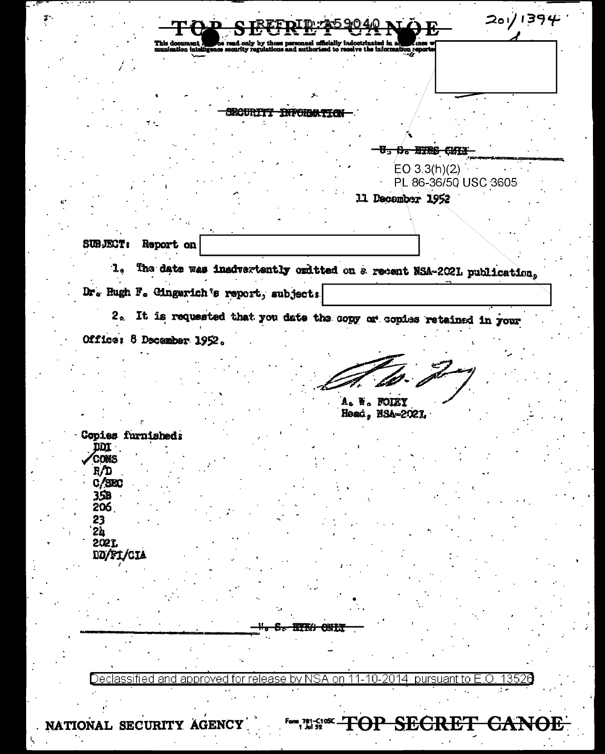~~TOP SECRET CANOE~~ REF ID:A59040

201/1394

This document [ ] be read only by those personnel officially indoctrinated in [ ] [ ] munication intelligence security regulations and authorized to receive the information reported

~~SECURITY INFORMATION~~

~~U. S. EYES ONLY~~

EO 3.3(h)(2)
PL 86-36/50 USC 3605

11 December 1952

SUBJECT: Report on [ ]

1. The date was inadvertently omitted on a recent NSA-202L publication, Dr. Hugh F. Gingerich's report, subject: [ ]

2. It is requested that you date the copy or copies retained in your Office: 8 December 1952.

A. W. FOLEY
Head, NSA-202L

Copies furnished:
DDI
✓CONS
R/D
C/SEC
35B
206
23
24
202L
DD/PI/CIA

~~U. S. EYES ONLY~~

Declassified and approved for release by NSA on 11-10-2014 pursuant to E.O. 13526

NATIONAL SECURITY AGENCY

Form 781-C10SC 1 Jul 52 ~~TOP SECRET CANOE~~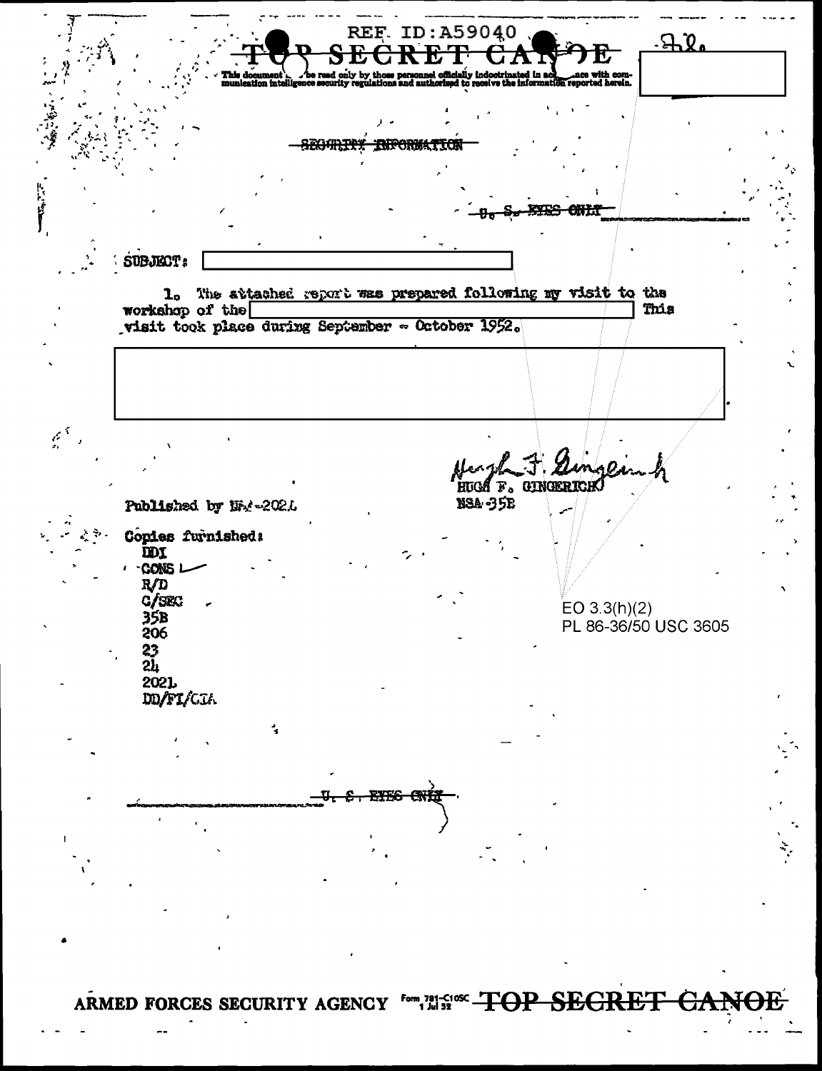REF ID:A59040

TOP SECRET CANOE

This document ... be read only by those personnel officially indoctrinated in accordance with communication intelligence security regulations and authorized to receive the information reported herein.

~~SECURITY INFORMATION~~

~~U. S. EYES ONLY~~

SUBJECT:

1. The attached report was prepared following my visit to the workshop of the [redacted] This visit took place during September - October 1952.

[redacted]

HUGH F. GINGERICH
NSA-35B

Published by NSA-2021

Copies furnished:
- DDI
- CONS
- R/D
- C/SEC
- 35B
- 206
- 23
- 24
- 2021
- DD/FI/CIA

EO 3.3(h)(2)
PL 86-36/50 USC 3605

~~U. S. EYES ONLY~~

ARMED FORCES SECURITY AGENCY Form 781-C10SC 1 Jul 52 TOP SECRET CANOE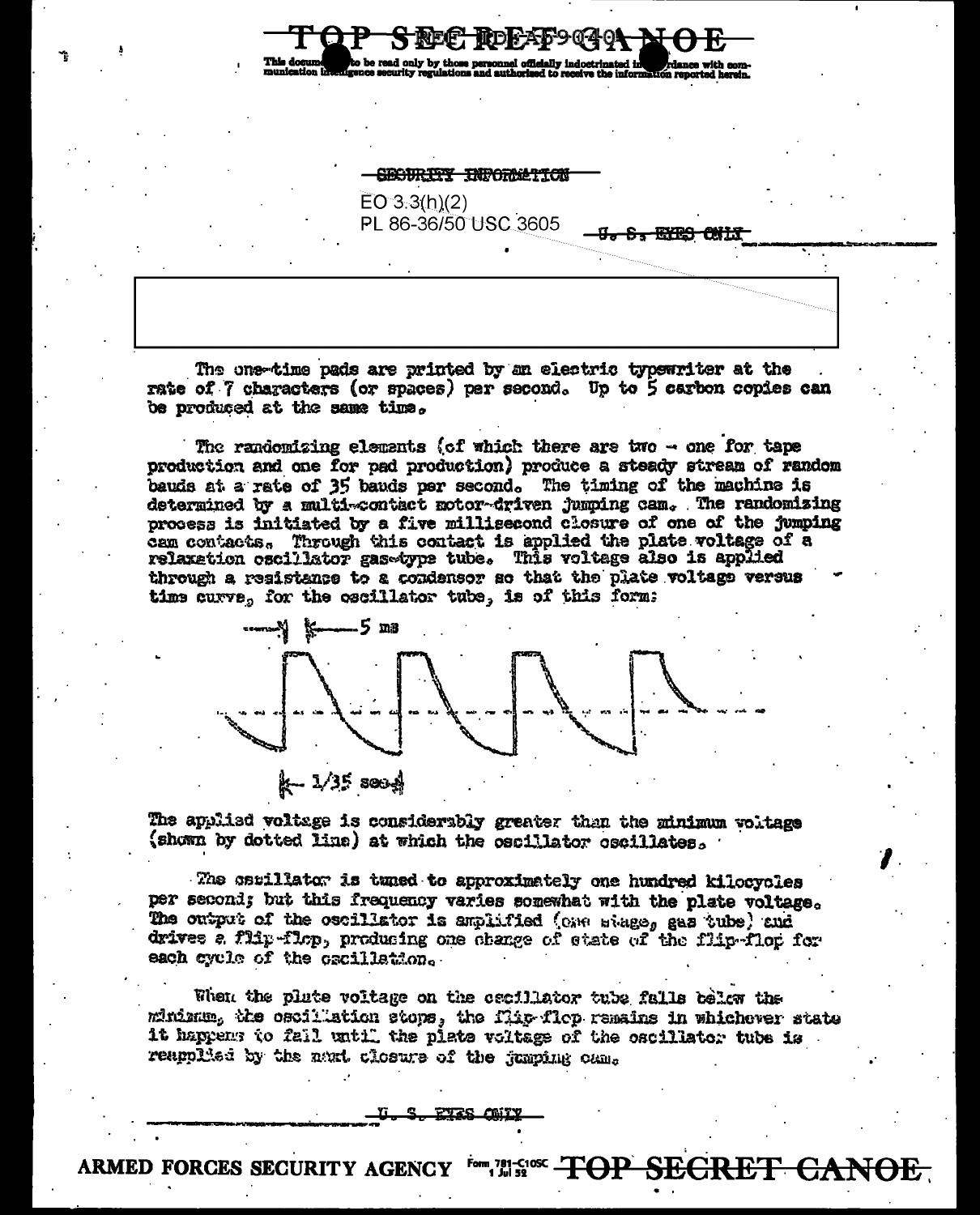SECURITY INFORMATION

EO 3.3(h)(2)
PL 86-36/50 USC 3605

U. S. EYES ONLY

The one-time pads are printed by an electric typewriter at the rate of 7 characters (or spaces) per second. Up to 5 carbon copies can be produced at the same time.

The randomizing elements (of which there are two - one for tape production and one for pad production) produce a steady stream of random bauds at a rate of 35 bauds per second. The timing of the machine is determined by a multi-contact motor-driven jumping cam. The randomizing process is initiated by a five millisecond closure of one of the jumping cam contacts. Through this contact is applied the plate voltage of a relaxation oscillator gas-type tube. This voltage also is applied through a resistance to a condensor so that the plate voltage versus time curve, for the oscillator tube, is of this form:

5 ms

1/35 sec

The applied voltage is considerably greater than the minimum voltage (shown by dotted line) at which the oscillator oscillates.

The oscillator is tuned to approximately one hundred kilocycles per second; but this frequency varies somewhat with the plate voltage. The output of the oscillator is amplified (one stage, gas tube) and drives a flip-flop, producing one change of state of the flip-flop for each cycle of the oscillation.

When the plate voltage on the oscillator tube falls below the minimum, the oscillation stops, the flip-flop remains in whichever state it happens to fall until the plate voltage of the oscillator tube is reapplied by the next closure of the jumping cam.

U. S. EYES ONLY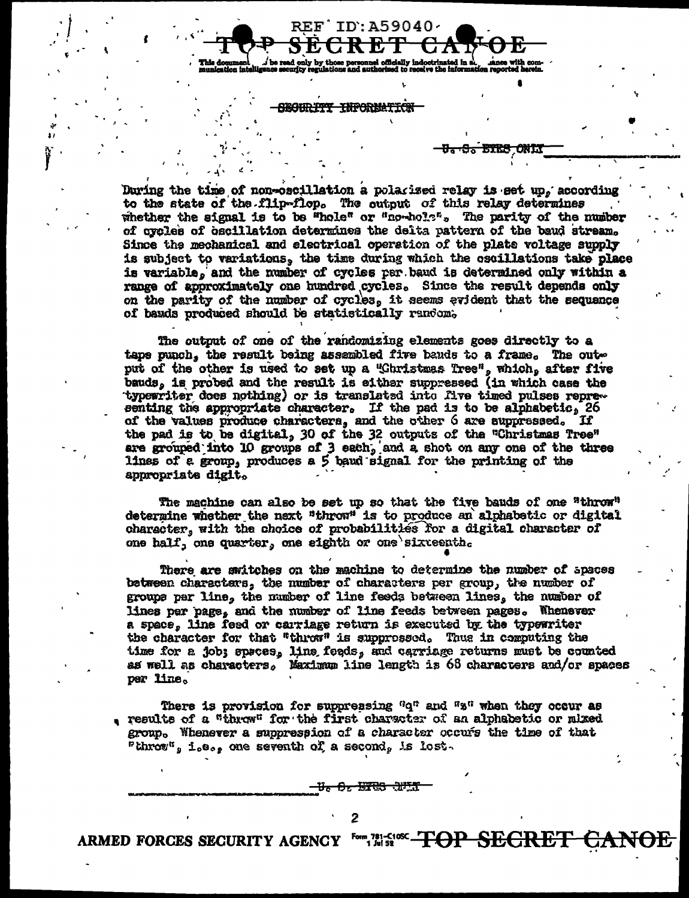During the time of non-oscillation a polarized relay is set up, according to the state of the flip-flop. The output of this relay determines whether the signal is to be "hole" or "no-hole". The parity of the number of cycles of oscillation determines the delta pattern of the baud stream. Since the mechanical and electrical operation of the plate voltage supply is subject to variations, the time during which the oscillations take place is variable, and the number of cycles per baud is determined only within a range of approximately one hundred cycles. Since the result depends only on the parity of the number of cycles, it seems evident that the sequence of bauds produced should be statistically random.

The output of one of the randomizing elements goes directly to a tape punch, the result being assembled five bauds to a frame. The output of the other is used to set up a "Christmas Tree", which, after five bauds, is probed and the result is either suppressed (in which case the typewriter does nothing) or is translated into five timed pulses representing the appropriate character. If the pad is to be alphabetic, 26 of the values produce characters, and the other 6 are suppressed. If the pad is to be digital, 30 of the 32 outputs of the "Christmas Tree" are grouped into 10 groups of 3 each, and a shot on any one of the three lines of a group, produces a 5 baud signal for the printing of the appropriate digit.

The machine can also be set up so that the five bauds of one "throw" determine whether the next "throw" is to produce an alphabetic or digital character, with the choice of probabilities for a digital character of one half, one quarter, one eighth or one sixteenth.

There are switches on the machine to determine the number of spaces between characters, the number of characters per group, the number of groups per line, the number of line feeds between lines, the number of lines per page, and the number of line feeds between pages. Whenever a space, line feed or carriage return is executed by the typewriter the character for that "throw" is suppressed. Thus in computing the time for a job; spaces, line feeds, and carriage returns must be counted as well as characters. Maximum line length is 68 characters and/or spaces per line.

There is provision for suppressing "q" and "z" when they occur as results of a "throw" for the first character of an alphabetic or mixed group. Whenever a suppression of a character occurs the time of that "throw", i.e., one seventh of a second, is lost.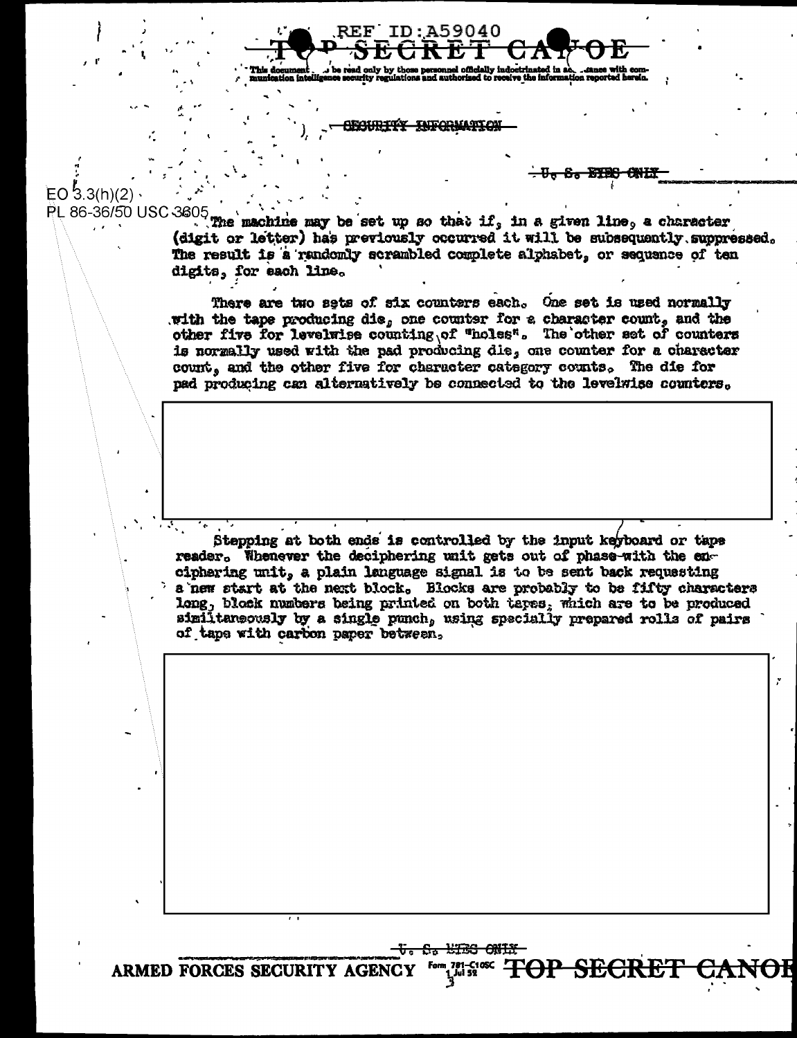EO 3.3(h)(2)
PL 86-36/50 USC 3605

The machine may be set up so that if, in a given line, a character (digit or letter) has previously occurred it will be subsequently suppressed. The result is a randomly scrambled complete alphabet, or sequence of ten digits, for each line.

There are two sets of six counters each. One set is used normally with the tape producing die, one counter for a character count, and the other five for levelwise counting of "holes". The other set of counters is normally used with the pad producing die, one counter for a character count, and the other five for character category counts. The die for pad producing can alternatively be connected to the levelwise counters.

Stepping at both ends is controlled by the input keyboard or tape reader. Whenever the deciphering unit gets out of phase with the enciphering unit, a plain language signal is to be sent back requesting a new start at the next block. Blocks are probably to be fifty characters long, block numbers being printed on both tapes, which are to be produced similtaneously by a single punch, using specially prepared rolls of pairs of tape with carbon paper between.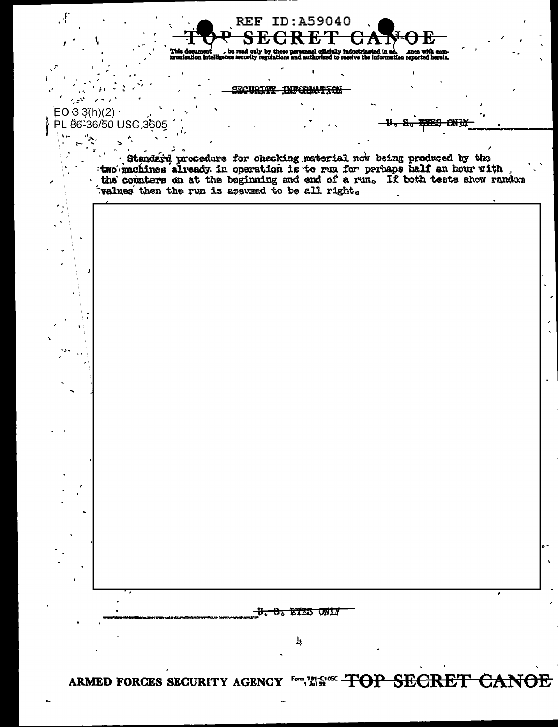SECURITY INFORMATION

EO 3.3(h)(2)
PL 86-36/50 USC 3605

U. S. EYES ONLY

Standard procedure for checking material now being produced by the two machines already in operation is to run for perhaps half an hour with the counters on at the beginning and end of a run. If both tests show random values then the run is assumed to be all right.

U. S. EYES ONLY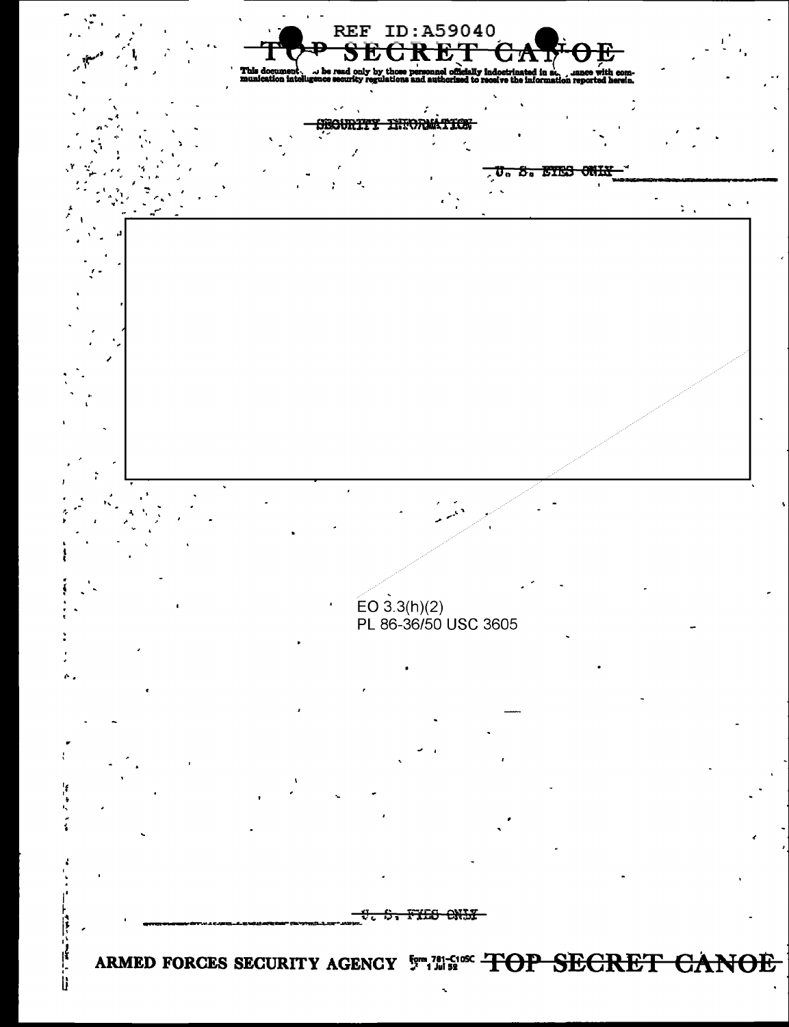REF ID:A59040

TOP SECRET CANOE

This document must be read only by those personnel officially indoctrinated in accordance with communication intelligence security regulations and authorized to receive the information reported herein.

SECURITY INFORMATION

U. S. EYES ONLY

EO 3.3(h)(2)
PL 86-36/50 USC 3605

U. S. EYES ONLY

ARMED FORCES SECURITY AGENCY Form 781-C10SC 1 Jul 52 TOP SECRET CANOE